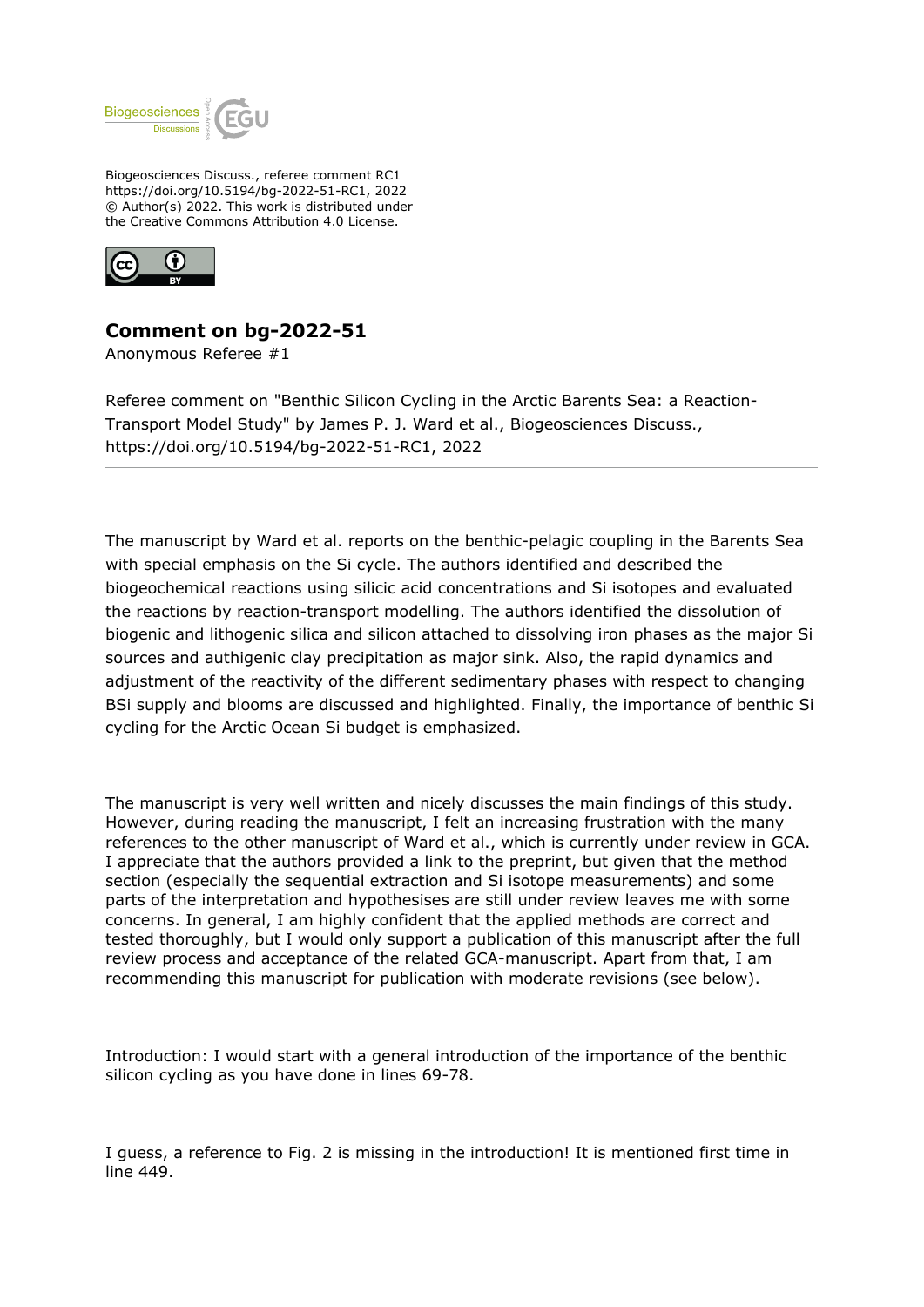Biogeosciences Discuss., referee comment RC1
https://doi.org/10.5194/bg-2022-51-RC1, 2022
© Author(s) 2022. This work is distributed under
the Creative Commons Attribution 4.0 License.

# Comment on bg-2022-51

Anonymous Referee #1

---

Referee comment on "Benthic Silicon Cycling in the Arctic Barents Sea: a Reaction-Transport Model Study" by James P. J. Ward et al., Biogeosciences Discuss., https://doi.org/10.5194/bg-2022-51-RC1, 2022

---

The manuscript by Ward et al. reports on the benthic-pelagic coupling in the Barents Sea with special emphasis on the Si cycle. The authors identified and described the biogeochemical reactions using silicic acid concentrations and Si isotopes and evaluated the reactions by reaction-transport modelling. The authors identified the dissolution of biogenic and lithogenic silica and silicon attached to dissolving iron phases as the major Si sources and authigenic clay precipitation as major sink. Also, the rapid dynamics and adjustment of the reactivity of the different sedimentary phases with respect to changing BSi supply and blooms are discussed and highlighted. Finally, the importance of benthic Si cycling for the Arctic Ocean Si budget is emphasized.

The manuscript is very well written and nicely discusses the main findings of this study. However, during reading the manuscript, I felt an increasing frustration with the many references to the other manuscript of Ward et al., which is currently under review in GCA. I appreciate that the authors provided a link to the preprint, but given that the method section (especially the sequential extraction and Si isotope measurements) and some parts of the interpretation and hypothesises are still under review leaves me with some concerns. In general, I am highly confident that the applied methods are correct and tested thoroughly, but I would only support a publication of this manuscript after the full review process and acceptance of the related GCA-manuscript. Apart from that, I am recommending this manuscript for publication with moderate revisions (see below).

Introduction: I would start with a general introduction of the importance of the benthic silicon cycling as you have done in lines 69-78.

I guess, a reference to Fig. 2 is missing in the introduction! It is mentioned first time in line 449.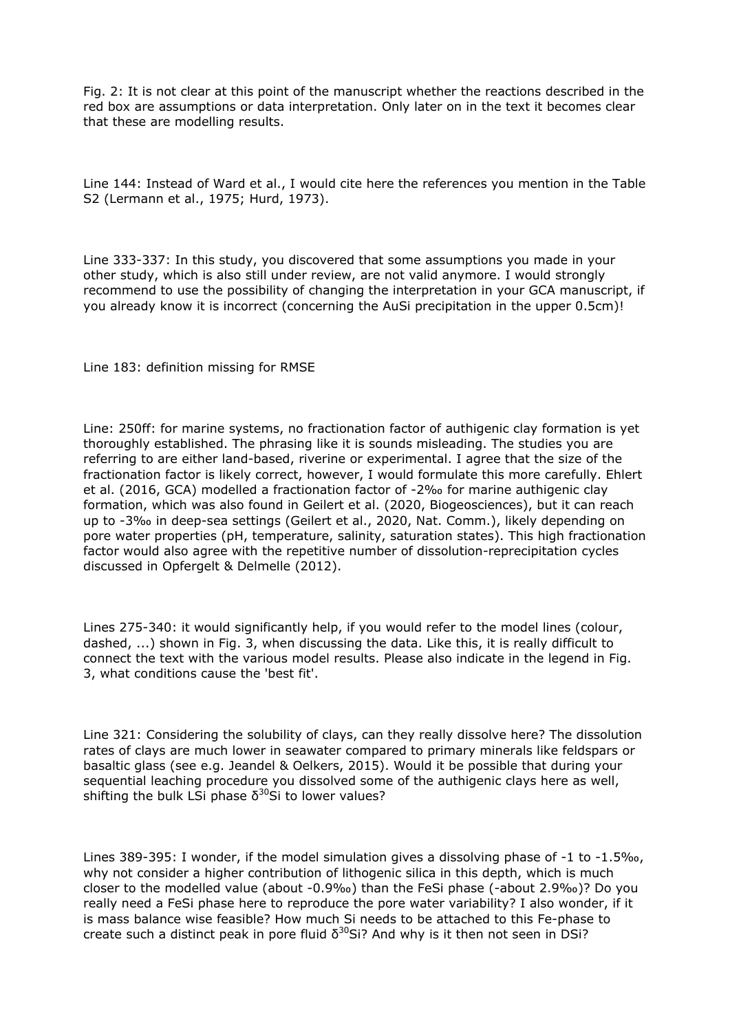Fig. 2: It is not clear at this point of the manuscript whether the reactions described in the red box are assumptions or data interpretation. Only later on in the text it becomes clear that these are modelling results.

Line 144: Instead of Ward et al., I would cite here the references you mention in the Table S2 (Lermann et al., 1975; Hurd, 1973).

Line 333-337: In this study, you discovered that some assumptions you made in your other study, which is also still under review, are not valid anymore. I would strongly recommend to use the possibility of changing the interpretation in your GCA manuscript, if you already know it is incorrect (concerning the AuSi precipitation in the upper 0.5cm)!

Line 183: definition missing for RMSE

Line: 250ff: for marine systems, no fractionation factor of authigenic clay formation is yet thoroughly established. The phrasing like it is sounds misleading. The studies you are referring to are either land-based, riverine or experimental. I agree that the size of the fractionation factor is likely correct, however, I would formulate this more carefully. Ehlert et al. (2016, GCA) modelled a fractionation factor of -2‰ for marine authigenic clay formation, which was also found in Geilert et al. (2020, Biogeosciences), but it can reach up to -3‰ in deep-sea settings (Geilert et al., 2020, Nat. Comm.), likely depending on pore water properties (pH, temperature, salinity, saturation states). This high fractionation factor would also agree with the repetitive number of dissolution-reprecipitation cycles discussed in Opfergelt & Delmelle (2012).

Lines 275-340: it would significantly help, if you would refer to the model lines (colour, dashed, ...) shown in Fig. 3, when discussing the data. Like this, it is really difficult to connect the text with the various model results. Please also indicate in the legend in Fig. 3, what conditions cause the 'best fit'.

Line 321: Considering the solubility of clays, can they really dissolve here? The dissolution rates of clays are much lower in seawater compared to primary minerals like feldspars or basaltic glass (see e.g. Jeandel & Oelkers, 2015). Would it be possible that during your sequential leaching procedure you dissolved some of the authigenic clays here as well, shifting the bulk LSi phase $\delta^{30}Si$ to lower values?

Lines 389-395: I wonder, if the model simulation gives a dissolving phase of -1 to -1.5‰, why not consider a higher contribution of lithogenic silica in this depth, which is much closer to the modelled value (about -0.9‰) than the FeSi phase (-about 2.9‰)? Do you really need a FeSi phase here to reproduce the pore water variability? I also wonder, if it is mass balance wise feasible? How much Si needs to be attached to this Fe-phase to create such a distinct peak in pore fluid $\delta^{30}Si$? And why is it then not seen in DSi?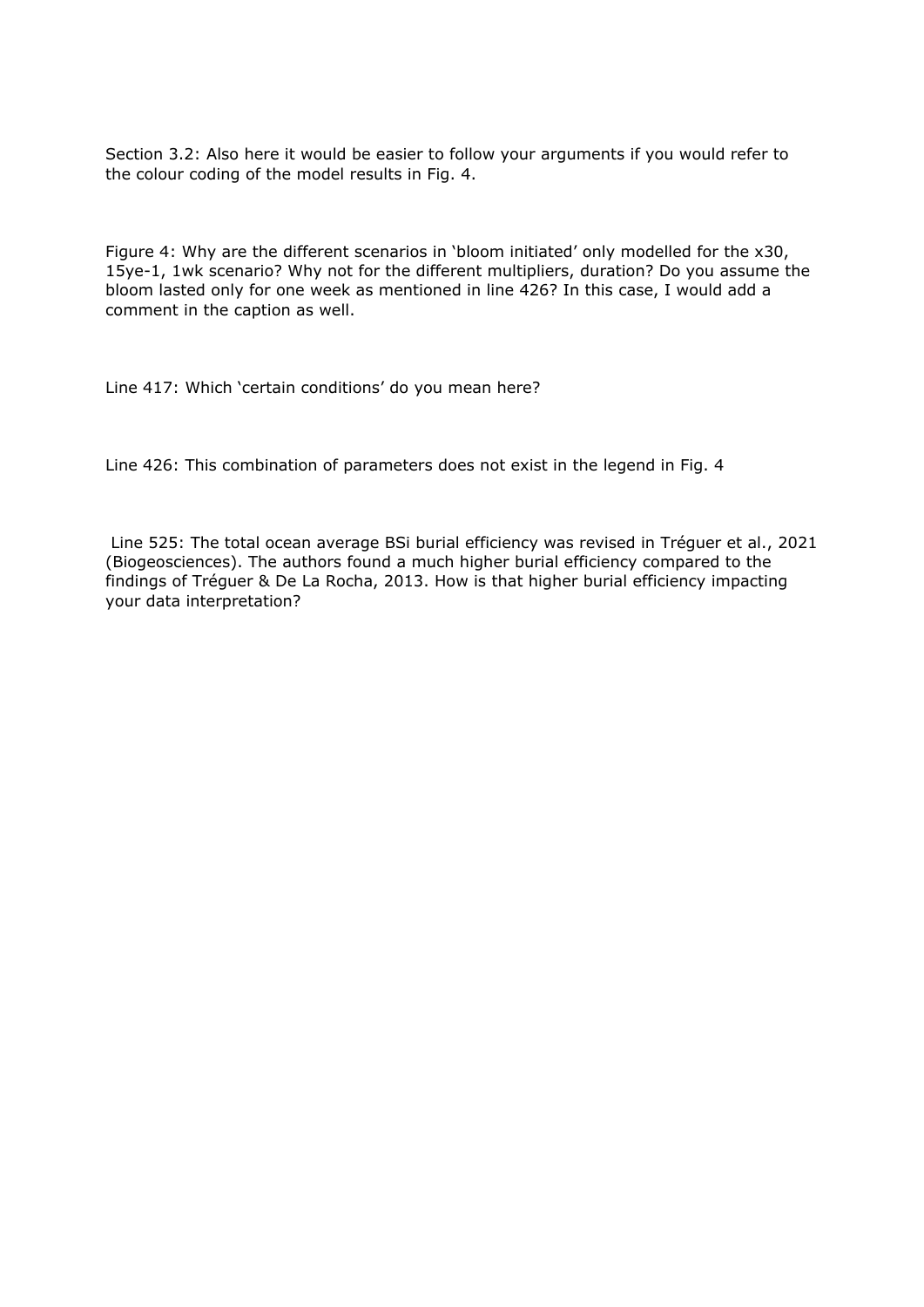Section 3.2: Also here it would be easier to follow your arguments if you would refer to the colour coding of the model results in Fig. 4.

Figure 4: Why are the different scenarios in 'bloom initiated' only modelled for the x30, 15ye-1, 1wk scenario? Why not for the different multipliers, duration? Do you assume the bloom lasted only for one week as mentioned in line 426? In this case, I would add a comment in the caption as well.

Line 417: Which 'certain conditions' do you mean here?

Line 426: This combination of parameters does not exist in the legend in Fig. 4

Line 525: The total ocean average BSi burial efficiency was revised in Tréguer et al., 2021 (Biogeosciences). The authors found a much higher burial efficiency compared to the findings of Tréguer & De La Rocha, 2013. How is that higher burial efficiency impacting your data interpretation?